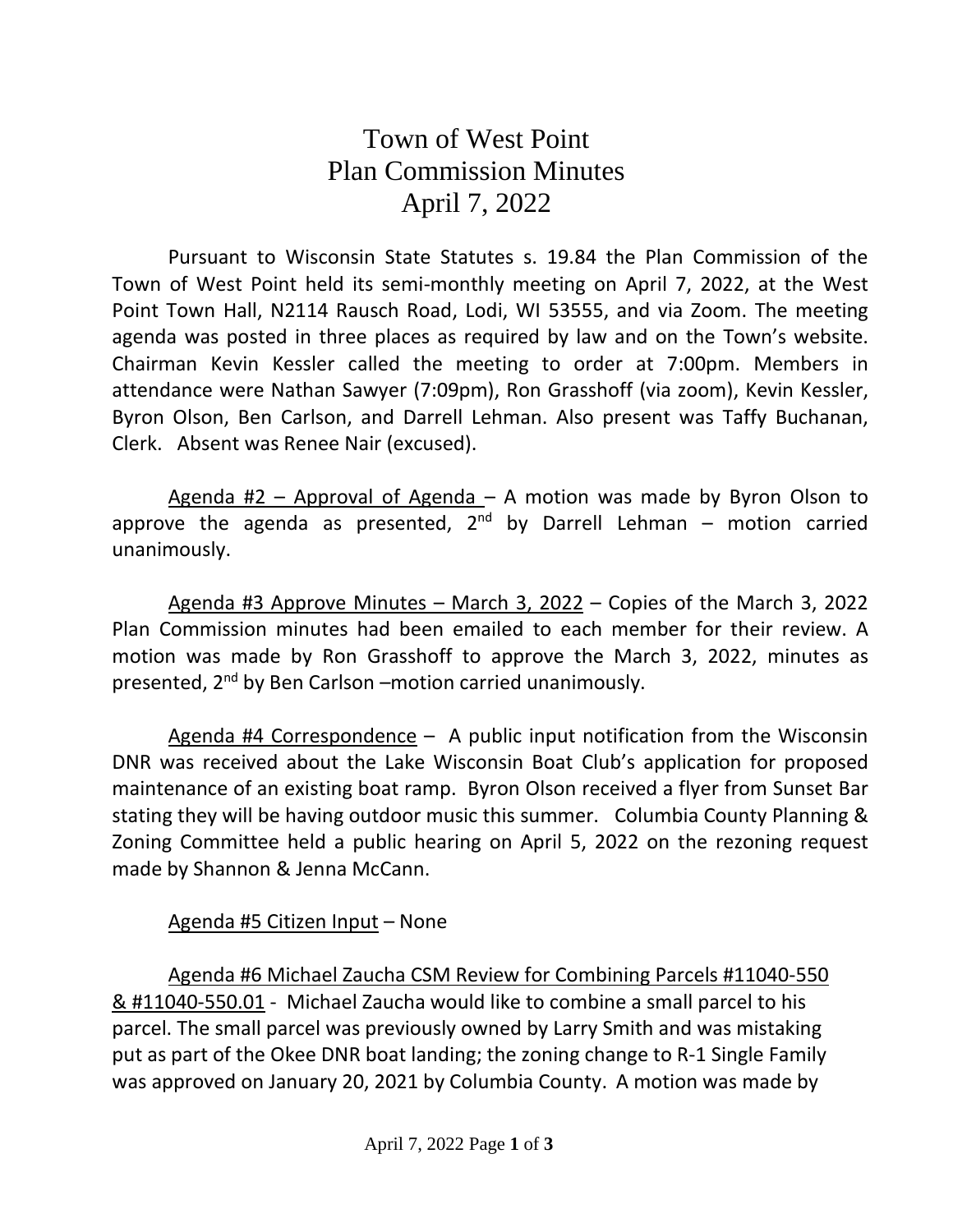# Town of West Point
# Plan Commission Minutes
# April 7, 2022

Pursuant to Wisconsin State Statutes s. 19.84 the Plan Commission of the Town of West Point held its semi-monthly meeting on April 7, 2022, at the West Point Town Hall, N2114 Rausch Road, Lodi, WI 53555, and via Zoom. The meeting agenda was posted in three places as required by law and on the Town's website. Chairman Kevin Kessler called the meeting to order at 7:00pm. Members in attendance were Nathan Sawyer (7:09pm), Ron Grasshoff (via zoom), Kevin Kessler, Byron Olson, Ben Carlson, and Darrell Lehman. Also present was Taffy Buchanan, Clerk. Absent was Renee Nair (excused).

<u>Agenda #2 – Approval of Agenda</u> – A motion was made by Byron Olson to approve the agenda as presented, 2nd by Darrell Lehman – motion carried unanimously.

<u>Agenda #3 Approve Minutes – March 3, 2022</u> – Copies of the March 3, 2022 Plan Commission minutes had been emailed to each member for their review. A motion was made by Ron Grasshoff to approve the March 3, 2022, minutes as presented, 2nd by Ben Carlson –motion carried unanimously.

<u>Agenda #4 Correspondence</u> – A public input notification from the Wisconsin DNR was received about the Lake Wisconsin Boat Club's application for proposed maintenance of an existing boat ramp. Byron Olson received a flyer from Sunset Bar stating they will be having outdoor music this summer. Columbia County Planning & Zoning Committee held a public hearing on April 5, 2022 on the rezoning request made by Shannon & Jenna McCann.

<u>Agenda #5 Citizen Input</u> – None

<u>Agenda #6 Michael Zaucha CSM Review for Combining Parcels #11040-550 & #11040-550.01</u> - Michael Zaucha would like to combine a small parcel to his parcel. The small parcel was previously owned by Larry Smith and was mistaking put as part of the Okee DNR boat landing; the zoning change to R-1 Single Family was approved on January 20, 2021 by Columbia County. A motion was made by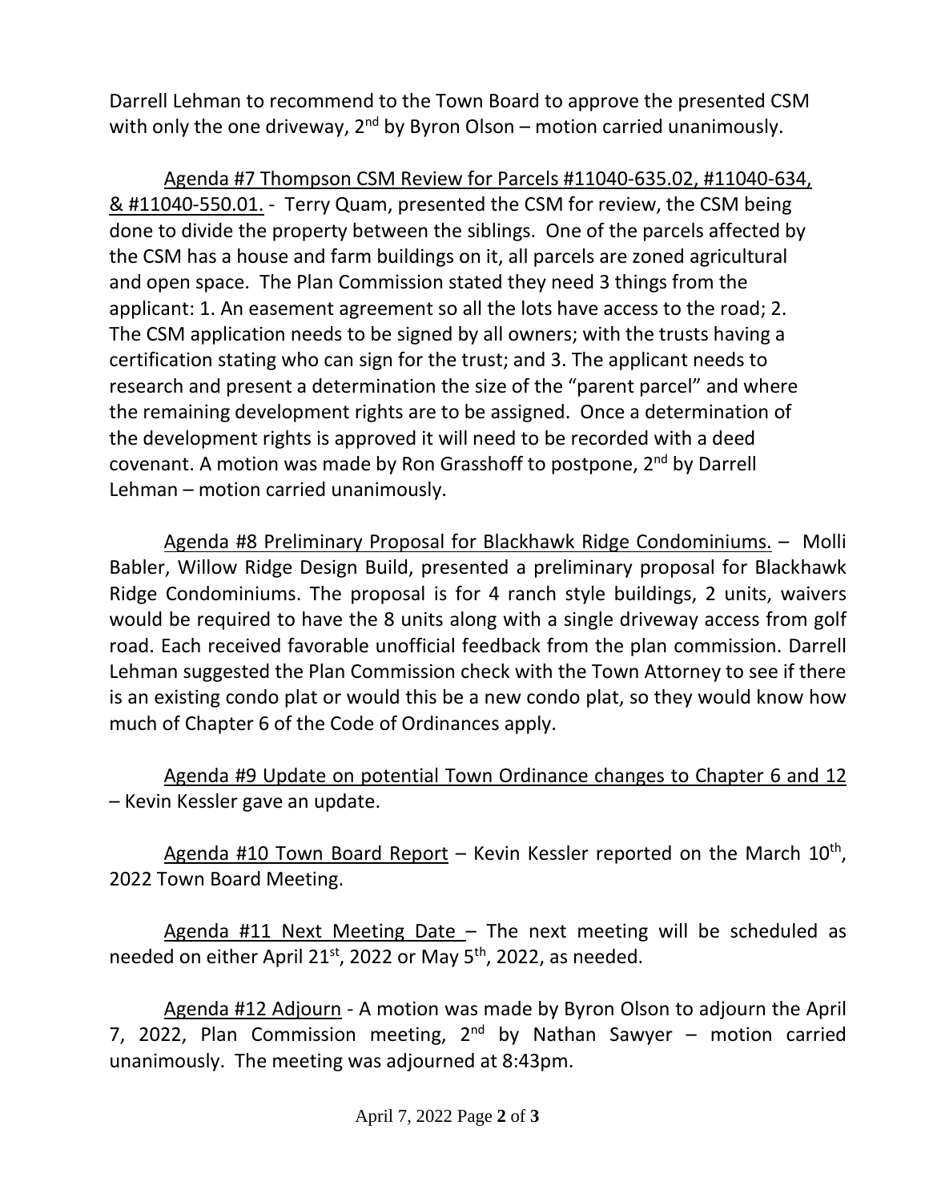Darrell Lehman to recommend to the Town Board to approve the presented CSM with only the one driveway, 2[nd] by Byron Olson – motion carried unanimously.

Agenda #7 Thompson CSM Review for Parcels #11040-635.02, #11040-634, & #11040-550.01. - Terry Quam, presented the CSM for review, the CSM being done to divide the property between the siblings. One of the parcels affected by the CSM has a house and farm buildings on it, all parcels are zoned agricultural and open space. The Plan Commission stated they need 3 things from the applicant: 1. An easement agreement so all the lots have access to the road; 2. The CSM application needs to be signed by all owners; with the trusts having a certification stating who can sign for the trust; and 3. The applicant needs to research and present a determination the size of the "parent parcel" and where the remaining development rights are to be assigned. Once a determination of the development rights is approved it will need to be recorded with a deed covenant. A motion was made by Ron Grasshoff to postpone, 2[nd] by Darrell Lehman – motion carried unanimously.

Agenda #8 Preliminary Proposal for Blackhawk Ridge Condominiums. – Molli Babler, Willow Ridge Design Build, presented a preliminary proposal for Blackhawk Ridge Condominiums. The proposal is for 4 ranch style buildings, 2 units, waivers would be required to have the 8 units along with a single driveway access from golf road. Each received favorable unofficial feedback from the plan commission. Darrell Lehman suggested the Plan Commission check with the Town Attorney to see if there is an existing condo plat or would this be a new condo plat, so they would know how much of Chapter 6 of the Code of Ordinances apply.

Agenda #9 Update on potential Town Ordinance changes to Chapter 6 and 12 – Kevin Kessler gave an update.

Agenda #10 Town Board Report – Kevin Kessler reported on the March 10[th], 2022 Town Board Meeting.

Agenda #11 Next Meeting Date – The next meeting will be scheduled as needed on either April 21[st], 2022 or May 5[th], 2022, as needed.

Agenda #12 Adjourn - A motion was made by Byron Olson to adjourn the April 7, 2022, Plan Commission meeting, 2[nd] by Nathan Sawyer – motion carried unanimously. The meeting was adjourned at 8:43pm.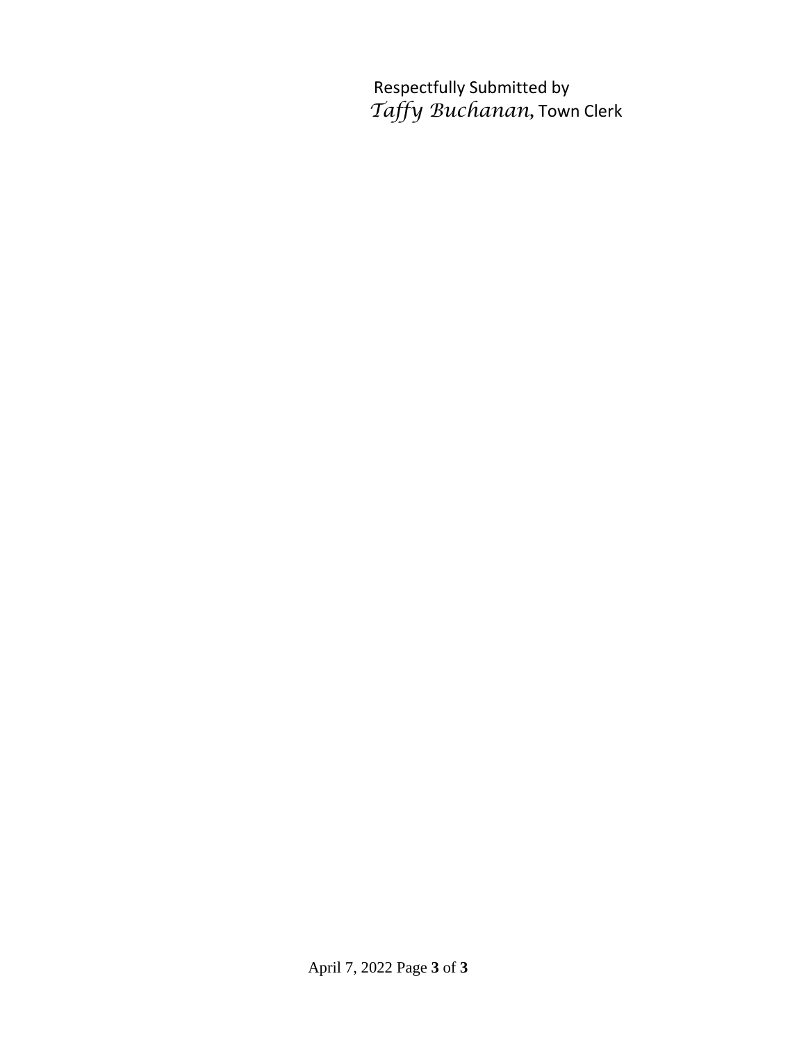Respectfully Submitted by

*Taffy Buchanan,* Town Clerk